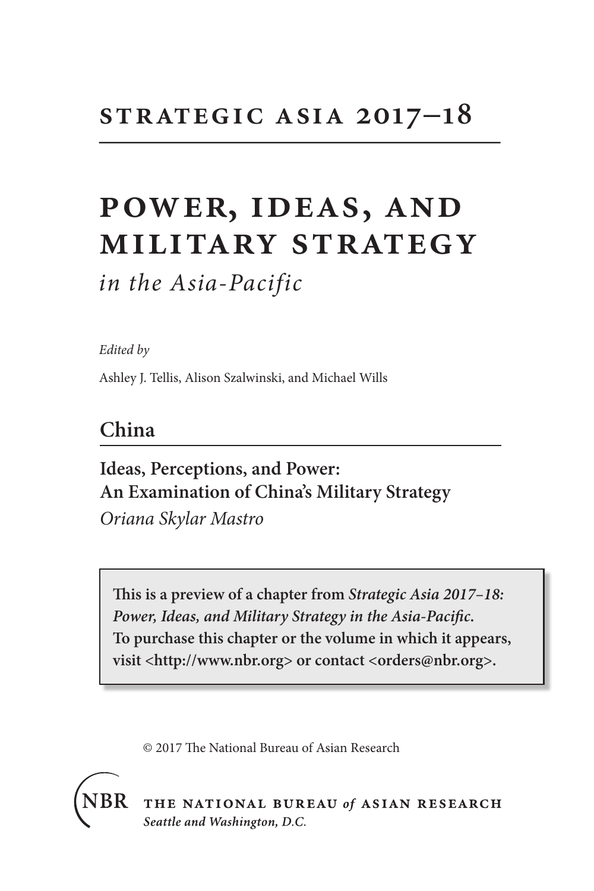# STRATEGIC ASIA 2017–18

# POWER, IDEAS, AND MILITARY STRATEGY

*in the Asia-Pacific*

*Edited by*

Ashley J. Tellis, Alison Szalwinski, and Michael Wills

## China

**Ideas, Perceptions, and Power: An Examination of China's Military Strategy**

*Oriana Skylar Mastro*

> **This is a preview of a chapter from *Strategic Asia 2017–18: Power, Ideas, and Military Strategy in the Asia-Pacific*. To purchase this chapter or the volume in which it appears, visit <http://www.nbr.org> or contact <orders@nbr.org>.**

© 2017 The National Bureau of Asian Research

NBR THE NATIONAL BUREAU *of* ASIAN RESEARCH
*Seattle and Washington, D.C.*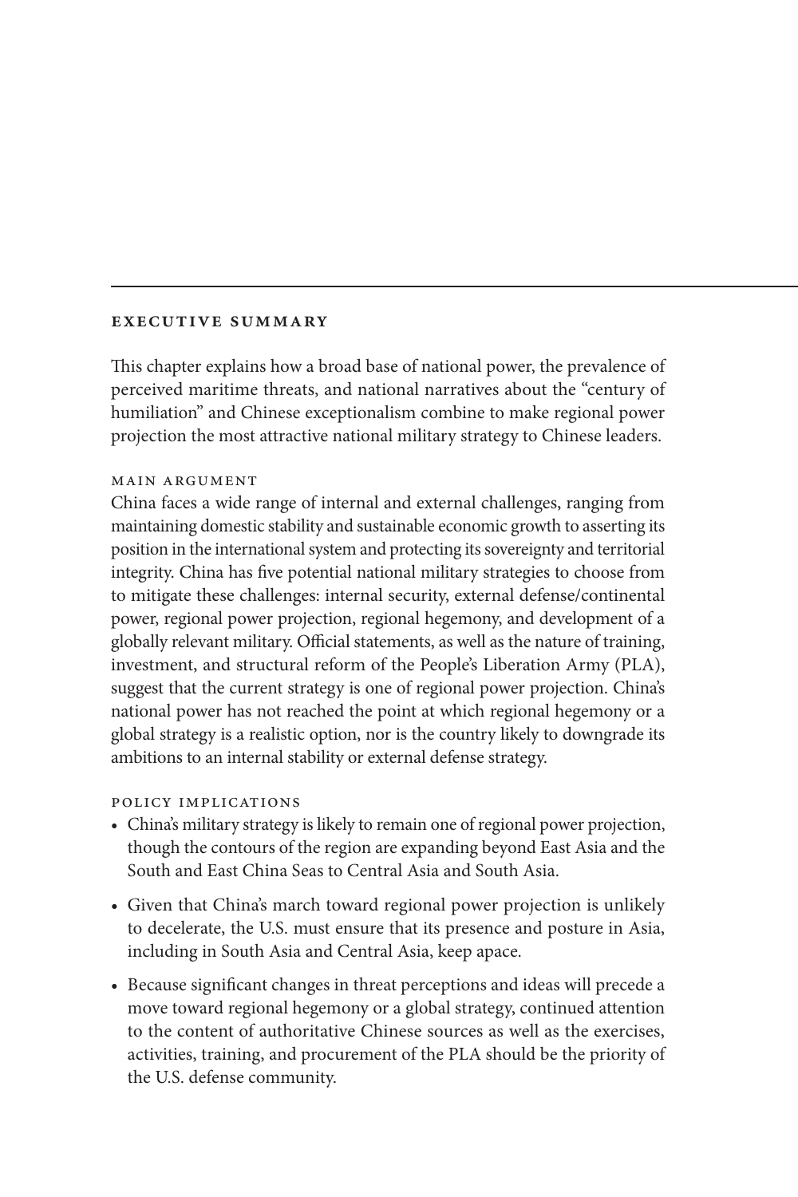## EXECUTIVE SUMMARY

This chapter explains how a broad base of national power, the prevalence of perceived maritime threats, and national narratives about the "century of humiliation" and Chinese exceptionalism combine to make regional power projection the most attractive national military strategy to Chinese leaders.

### MAIN ARGUMENT

China faces a wide range of internal and external challenges, ranging from maintaining domestic stability and sustainable economic growth to asserting its position in the international system and protecting its sovereignty and territorial integrity. China has five potential national military strategies to choose from to mitigate these challenges: internal security, external defense/continental power, regional power projection, regional hegemony, and development of a globally relevant military. Official statements, as well as the nature of training, investment, and structural reform of the People's Liberation Army (PLA), suggest that the current strategy is one of regional power projection. China's national power has not reached the point at which regional hegemony or a global strategy is a realistic option, nor is the country likely to downgrade its ambitions to an internal stability or external defense strategy.

### POLICY IMPLICATIONS

- China's military strategy is likely to remain one of regional power projection, though the contours of the region are expanding beyond East Asia and the South and East China Seas to Central Asia and South Asia.
- Given that China's march toward regional power projection is unlikely to decelerate, the U.S. must ensure that its presence and posture in Asia, including in South Asia and Central Asia, keep apace.
- Because significant changes in threat perceptions and ideas will precede a move toward regional hegemony or a global strategy, continued attention to the content of authoritative Chinese sources as well as the exercises, activities, training, and procurement of the PLA should be the priority of the U.S. defense community.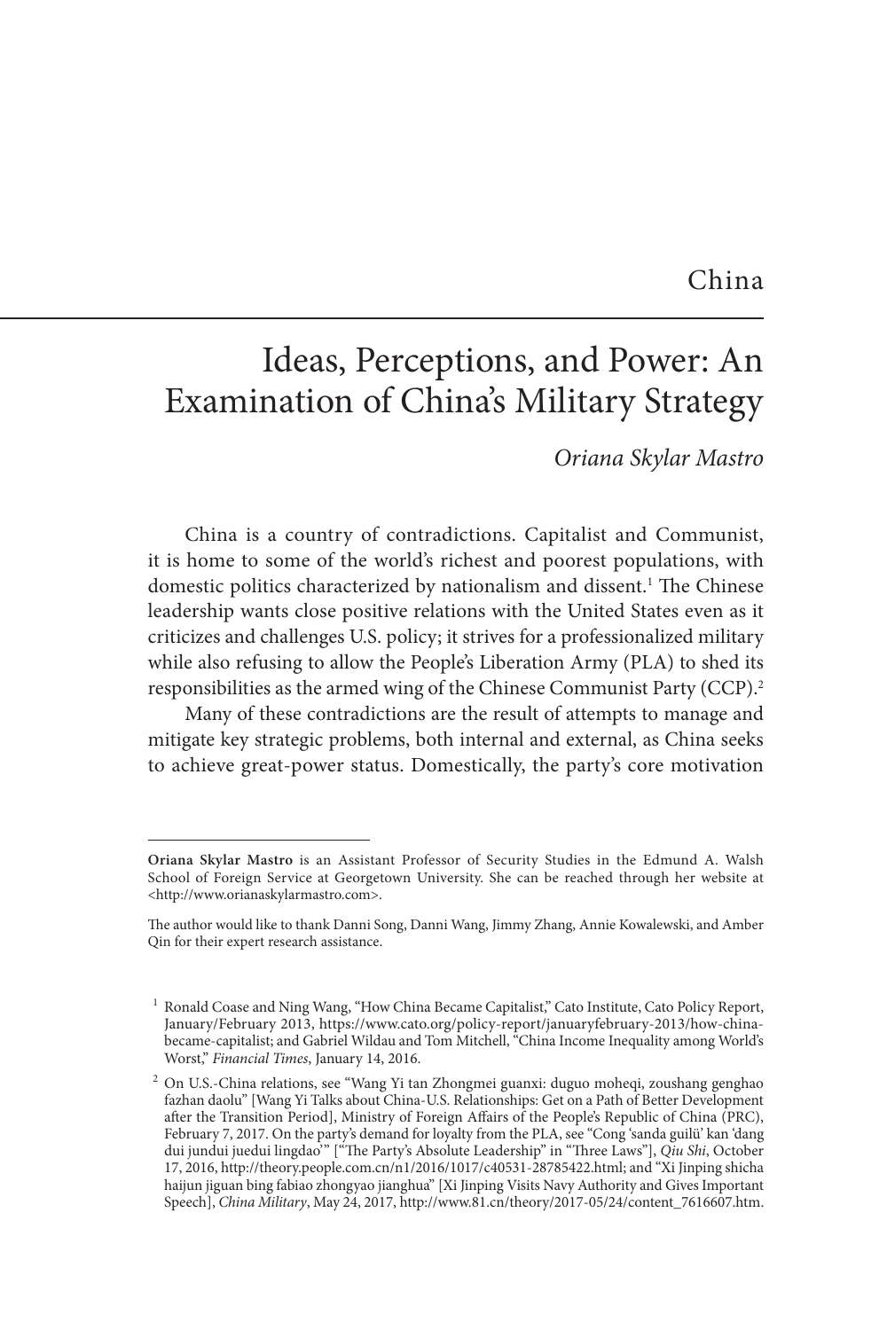# China

## Ideas, Perceptions, and Power: An Examination of China's Military Strategy

*Oriana Skylar Mastro*

China is a country of contradictions. Capitalist and Communist, it is home to some of the world's richest and poorest populations, with domestic politics characterized by nationalism and dissent.[1] The Chinese leadership wants close positive relations with the United States even as it criticizes and challenges U.S. policy; it strives for a professionalized military while also refusing to allow the People's Liberation Army (PLA) to shed its responsibilities as the armed wing of the Chinese Communist Party (CCP).[2]

Many of these contradictions are the result of attempts to manage and mitigate key strategic problems, both internal and external, as China seeks to achieve great-power status. Domestically, the party's core motivation

---

**Oriana Skylar Mastro** is an Assistant Professor of Security Studies in the Edmund A. Walsh School of Foreign Service at Georgetown University. She can be reached through her website at <http://www.orianaskylarmastro.com>.

The author would like to thank Danni Song, Danni Wang, Jimmy Zhang, Annie Kowalewski, and Amber Qin for their expert research assistance.

[1] Ronald Coase and Ning Wang, "How China Became Capitalist," Cato Institute, Cato Policy Report, January/February 2013, https://www.cato.org/policy-report/januaryfebruary-2013/how-china-became-capitalist; and Gabriel Wildau and Tom Mitchell, "China Income Inequality among World's Worst," *Financial Times*, January 14, 2016.

[2] On U.S.-China relations, see "Wang Yi tan Zhongmei guanxi: duguo moheqi, zoushang genghao fazhan daolu" [Wang Yi Talks about China-U.S. Relationships: Get on a Path of Better Development after the Transition Period], Ministry of Foreign Affairs of the People's Republic of China (PRC), February 7, 2017. On the party's demand for loyalty from the PLA, see "Cong 'sanda guilü' kan 'dang dui jundui juedui lingdao'" ["The Party's Absolute Leadership" in "Three Laws"], *Qiu Shi*, October 17, 2016, http://theory.people.com.cn/n1/2016/1017/c40531-28785422.html; and "Xi Jinping shicha haijun jiguan bing fabiao zhongyao jianghua" [Xi Jinping Visits Navy Authority and Gives Important Speech], *China Military*, May 24, 2017, http://www.81.cn/theory/2017-05/24/content_7616607.htm.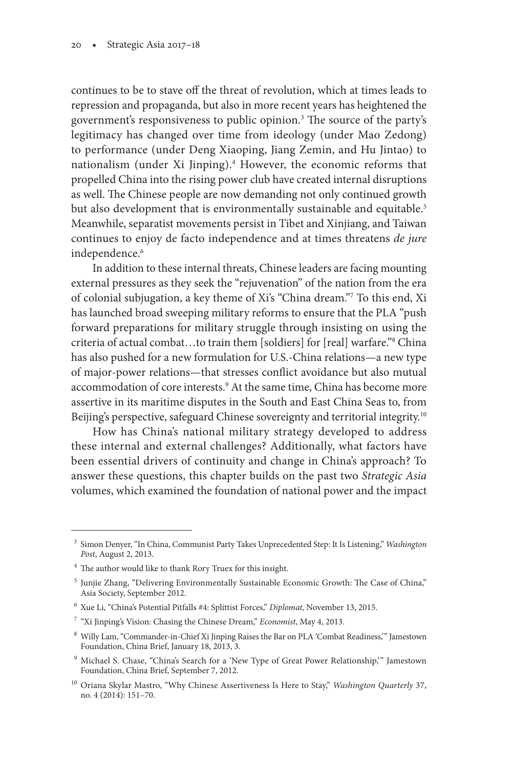continues to be to stave off the threat of revolution, which at times leads to repression and propaganda, but also in more recent years has heightened the government's responsiveness to public opinion.[3] The source of the party's legitimacy has changed over time from ideology (under Mao Zedong) to performance (under Deng Xiaoping, Jiang Zemin, and Hu Jintao) to nationalism (under Xi Jinping).[4] However, the economic reforms that propelled China into the rising power club have created internal disruptions as well. The Chinese people are now demanding not only continued growth but also development that is environmentally sustainable and equitable.[5] Meanwhile, separatist movements persist in Tibet and Xinjiang, and Taiwan continues to enjoy de facto independence and at times threatens *de jure* independence.[6]

In addition to these internal threats, Chinese leaders are facing mounting external pressures as they seek the "rejuvenation" of the nation from the era of colonial subjugation, a key theme of Xi's "China dream."[7] To this end, Xi has launched broad sweeping military reforms to ensure that the PLA "push forward preparations for military struggle through insisting on using the criteria of actual combat…to train them [soldiers] for [real] warfare."[8] China has also pushed for a new formulation for U.S.-China relations—a new type of major-power relations—that stresses conflict avoidance but also mutual accommodation of core interests.[9] At the same time, China has become more assertive in its maritime disputes in the South and East China Seas to, from Beijing's perspective, safeguard Chinese sovereignty and territorial integrity.[10]

How has China's national military strategy developed to address these internal and external challenges? Additionally, what factors have been essential drivers of continuity and change in China's approach? To answer these questions, this chapter builds on the past two *Strategic Asia* volumes, which examined the foundation of national power and the impact

---

[3] Simon Denyer, "In China, Communist Party Takes Unprecedented Step: It Is Listening," *Washington Post*, August 2, 2013.

[4] The author would like to thank Rory Truex for this insight.

[5] Junjie Zhang, "Delivering Environmentally Sustainable Economic Growth: The Case of China," Asia Society, September 2012.

[6] Xue Li, "China's Potential Pitfalls #4: Splittist Forces," *Diplomat*, November 13, 2015.

[7] "Xi Jinping's Vision: Chasing the Chinese Dream," *Economist*, May 4, 2013.

[8] Willy Lam, "Commander-in-Chief Xi Jinping Raises the Bar on PLA 'Combat Readiness,'" Jamestown Foundation, China Brief, January 18, 2013, 3.

[9] Michael S. Chase, "China's Search for a 'New Type of Great Power Relationship,'" Jamestown Foundation, China Brief, September 7, 2012.

[10] Oriana Skylar Mastro, "Why Chinese Assertiveness Is Here to Stay," *Washington Quarterly* 37, no. 4 (2014): 151–70.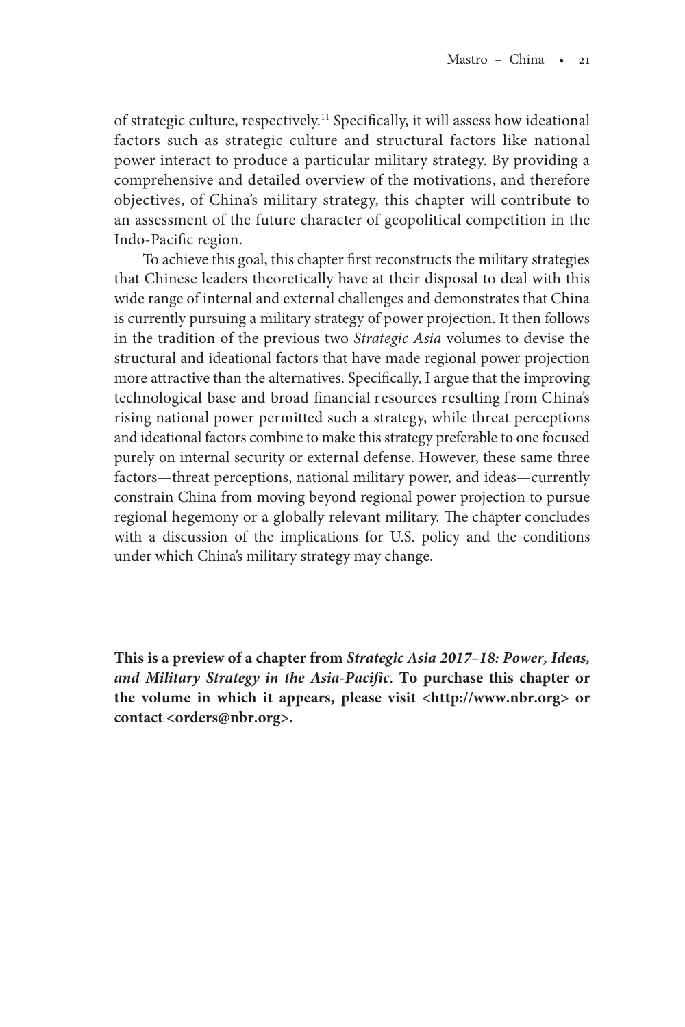of strategic culture, respectively.[11] Specifically, it will assess how ideational factors such as strategic culture and structural factors like national power interact to produce a particular military strategy. By providing a comprehensive and detailed overview of the motivations, and therefore objectives, of China's military strategy, this chapter will contribute to an assessment of the future character of geopolitical competition in the Indo-Pacific region.

To achieve this goal, this chapter first reconstructs the military strategies that Chinese leaders theoretically have at their disposal to deal with this wide range of internal and external challenges and demonstrates that China is currently pursuing a military strategy of power projection. It then follows in the tradition of the previous two *Strategic Asia* volumes to devise the structural and ideational factors that have made regional power projection more attractive than the alternatives. Specifically, I argue that the improving technological base and broad financial resources resulting from China's rising national power permitted such a strategy, while threat perceptions and ideational factors combine to make this strategy preferable to one focused purely on internal security or external defense. However, these same three factors—threat perceptions, national military power, and ideas—currently constrain China from moving beyond regional power projection to pursue regional hegemony or a globally relevant military. The chapter concludes with a discussion of the implications for U.S. policy and the conditions under which China's military strategy may change.

**This is a preview of a chapter from *Strategic Asia 2017–18: Power, Ideas, and Military Strategy in the Asia-Pacific.* To purchase this chapter or the volume in which it appears, please visit <http://www.nbr.org> or contact <orders@nbr.org>.**